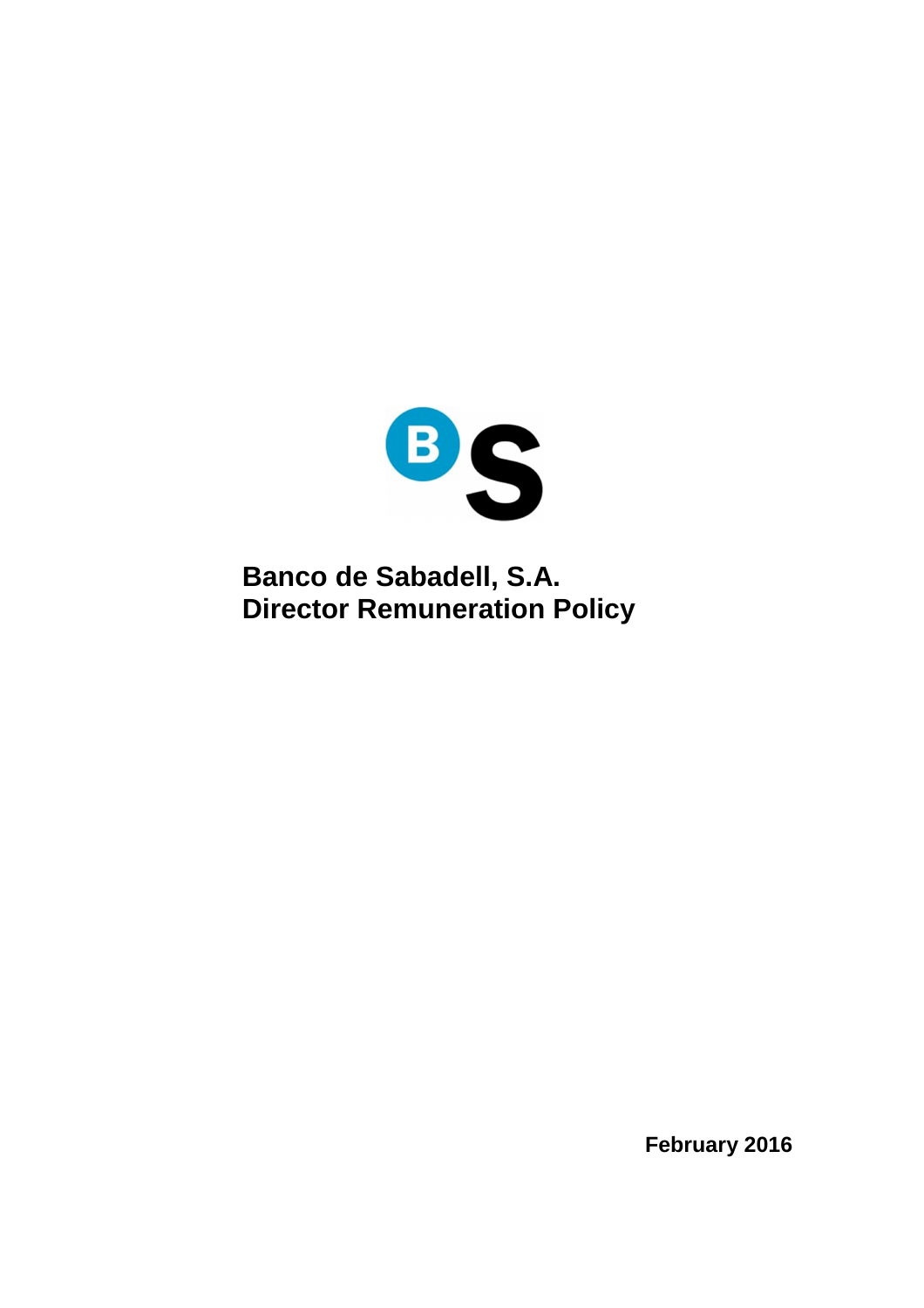# Banco de Sabadell, S.A.
# Director Remuneration Policy

February 2016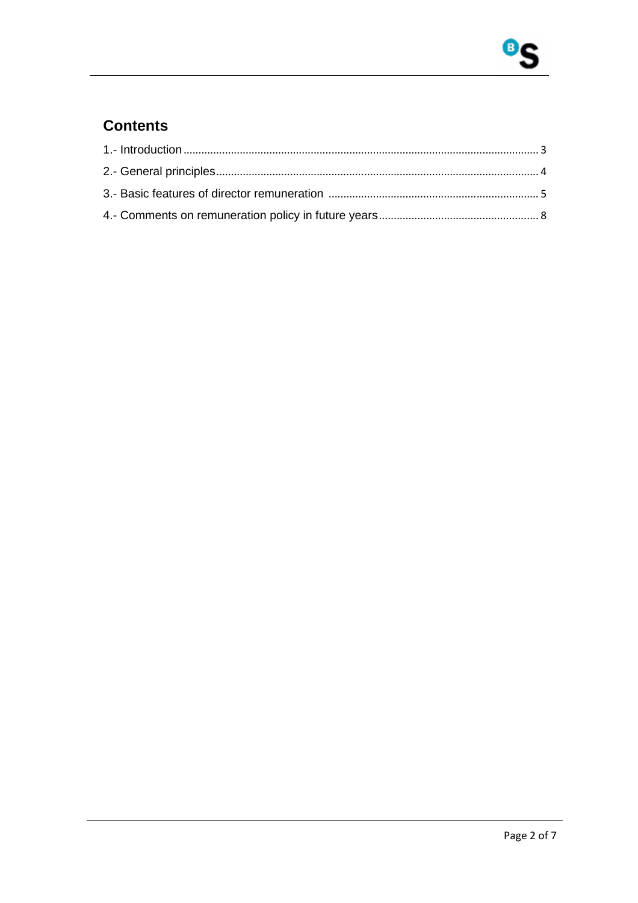## Contents

1.- Introduction ........................................................................................................................ 3

2.- General principles............................................................................................................ 4

3.- Basic features of director remuneration ...................................................................... 5

4.- Comments on remuneration policy in future years...................................................... 8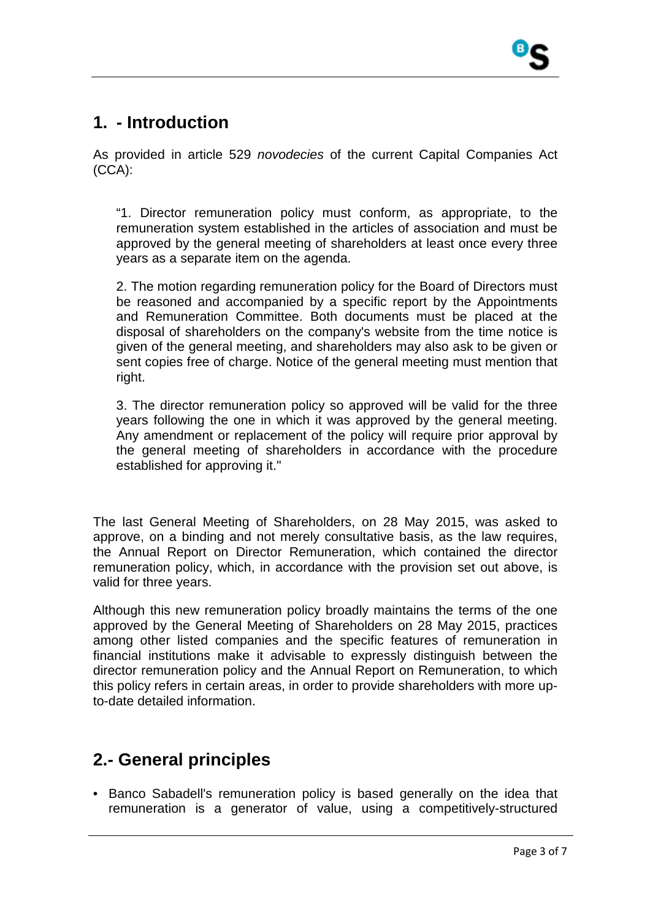## 1. - Introduction

As provided in article 529 *novodecies* of the current Capital Companies Act (CCA):

> "1. Director remuneration policy must conform, as appropriate, to the remuneration system established in the articles of association and must be approved by the general meeting of shareholders at least once every three years as a separate item on the agenda.
>
> 2. The motion regarding remuneration policy for the Board of Directors must be reasoned and accompanied by a specific report by the Appointments and Remuneration Committee. Both documents must be placed at the disposal of shareholders on the company's website from the time notice is given of the general meeting, and shareholders may also ask to be given or sent copies free of charge. Notice of the general meeting must mention that right.
>
> 3. The director remuneration policy so approved will be valid for the three years following the one in which it was approved by the general meeting. Any amendment or replacement of the policy will require prior approval by the general meeting of shareholders in accordance with the procedure established for approving it."

The last General Meeting of Shareholders, on 28 May 2015, was asked to approve, on a binding and not merely consultative basis, as the law requires, the Annual Report on Director Remuneration, which contained the director remuneration policy, which, in accordance with the provision set out above, is valid for three years.

Although this new remuneration policy broadly maintains the terms of the one approved by the General Meeting of Shareholders on 28 May 2015, practices among other listed companies and the specific features of remuneration in financial institutions make it advisable to expressly distinguish between the director remuneration policy and the Annual Report on Remuneration, to which this policy refers in certain areas, in order to provide shareholders with more up-to-date detailed information.

## 2.- General principles

- Banco Sabadell's remuneration policy is based generally on the idea that remuneration is a generator of value, using a competitively-structured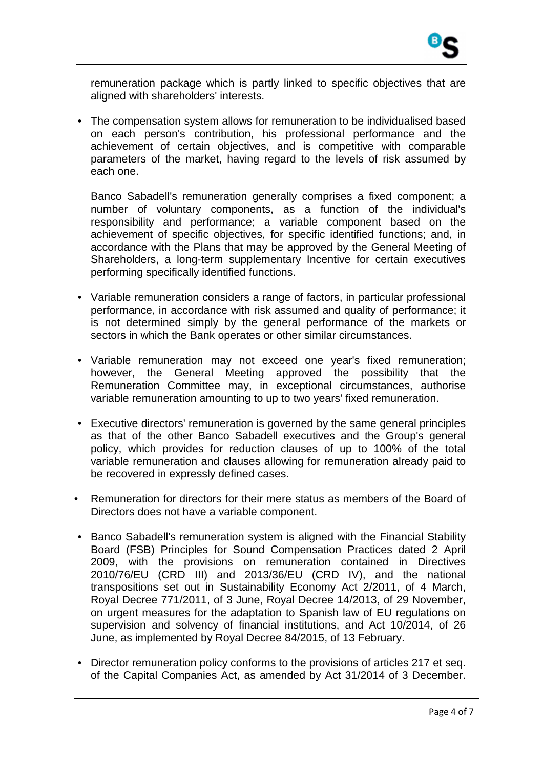remuneration package which is partly linked to specific objectives that are aligned with shareholders' interests.

- The compensation system allows for remuneration to be individualised based on each person's contribution, his professional performance and the achievement of certain objectives, and is competitive with comparable parameters of the market, having regard to the levels of risk assumed by each one.

  Banco Sabadell's remuneration generally comprises a fixed component; a number of voluntary components, as a function of the individual's responsibility and performance; a variable component based on the achievement of specific objectives, for specific identified functions; and, in accordance with the Plans that may be approved by the General Meeting of Shareholders, a long-term supplementary Incentive for certain executives performing specifically identified functions.

- Variable remuneration considers a range of factors, in particular professional performance, in accordance with risk assumed and quality of performance; it is not determined simply by the general performance of the markets or sectors in which the Bank operates or other similar circumstances.

- Variable remuneration may not exceed one year's fixed remuneration; however, the General Meeting approved the possibility that the Remuneration Committee may, in exceptional circumstances, authorise variable remuneration amounting to up to two years' fixed remuneration.

- Executive directors' remuneration is governed by the same general principles as that of the other Banco Sabadell executives and the Group's general policy, which provides for reduction clauses of up to 100% of the total variable remuneration and clauses allowing for remuneration already paid to be recovered in expressly defined cases.

- Remuneration for directors for their mere status as members of the Board of Directors does not have a variable component.

- Banco Sabadell's remuneration system is aligned with the Financial Stability Board (FSB) Principles for Sound Compensation Practices dated 2 April 2009, with the provisions on remuneration contained in Directives 2010/76/EU (CRD III) and 2013/36/EU (CRD IV), and the national transpositions set out in Sustainability Economy Act 2/2011, of 4 March, Royal Decree 771/2011, of 3 June, Royal Decree 14/2013, of 29 November, on urgent measures for the adaptation to Spanish law of EU regulations on supervision and solvency of financial institutions, and Act 10/2014, of 26 June, as implemented by Royal Decree 84/2015, of 13 February.

- Director remuneration policy conforms to the provisions of articles 217 et seq. of the Capital Companies Act, as amended by Act 31/2014 of 3 December.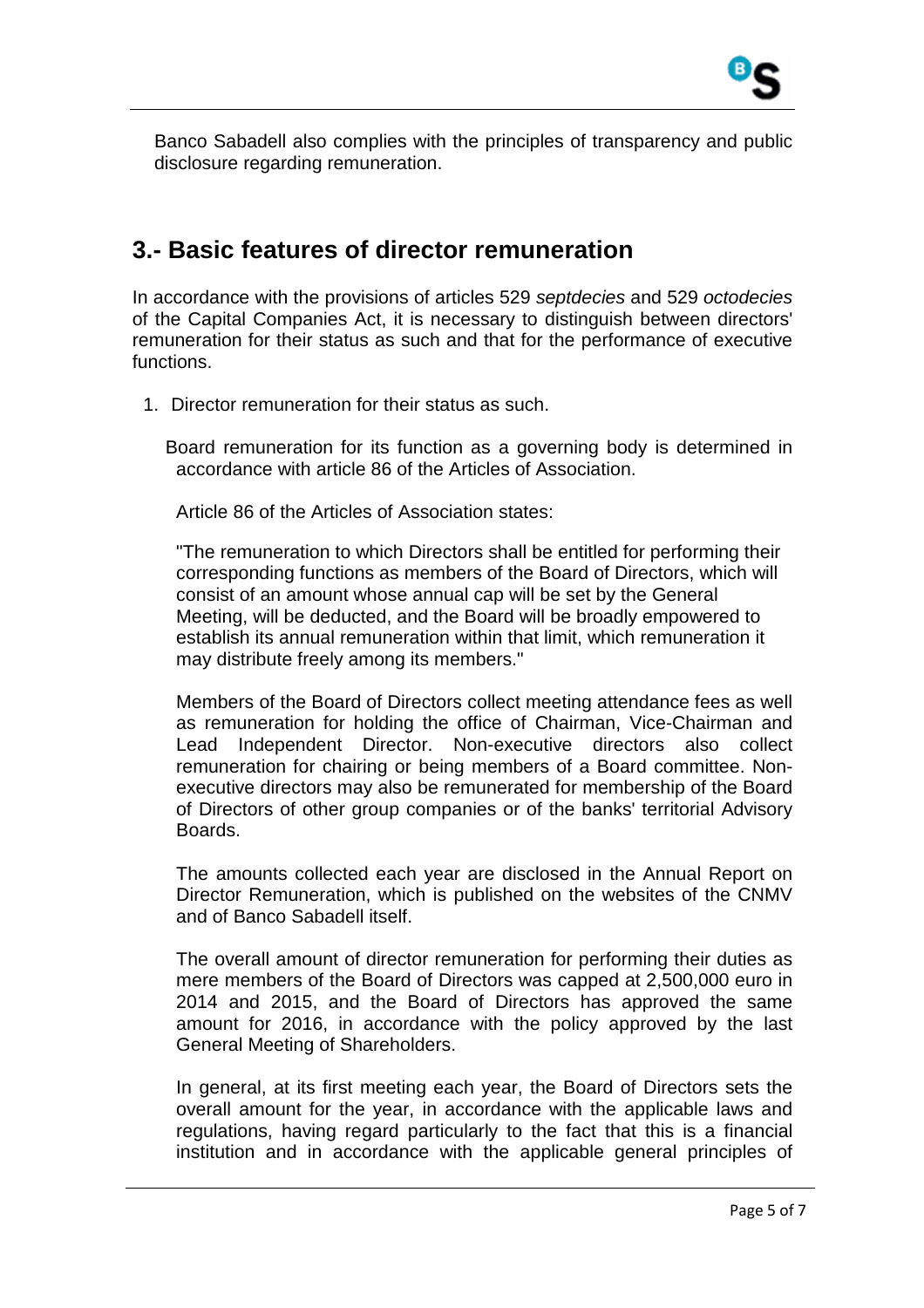Banco Sabadell also complies with the principles of transparency and public disclosure regarding remuneration.

## 3.- Basic features of director remuneration

In accordance with the provisions of articles 529 *septdecies* and 529 *octodecies* of the Capital Companies Act, it is necessary to distinguish between directors' remuneration for their status as such and that for the performance of executive functions.

1. Director remuneration for their status as such.

   Board remuneration for its function as a governing body is determined in accordance with article 86 of the Articles of Association.

   Article 86 of the Articles of Association states:

   "The remuneration to which Directors shall be entitled for performing their corresponding functions as members of the Board of Directors, which will consist of an amount whose annual cap will be set by the General Meeting, will be deducted, and the Board will be broadly empowered to establish its annual remuneration within that limit, which remuneration it may distribute freely among its members."

   Members of the Board of Directors collect meeting attendance fees as well as remuneration for holding the office of Chairman, Vice-Chairman and Lead Independent Director. Non-executive directors also collect remuneration for chairing or being members of a Board committee. Non-executive directors may also be remunerated for membership of the Board of Directors of other group companies or of the banks' territorial Advisory Boards.

   The amounts collected each year are disclosed in the Annual Report on Director Remuneration, which is published on the websites of the CNMV and of Banco Sabadell itself.

   The overall amount of director remuneration for performing their duties as mere members of the Board of Directors was capped at 2,500,000 euro in 2014 and 2015, and the Board of Directors has approved the same amount for 2016, in accordance with the policy approved by the last General Meeting of Shareholders.

   In general, at its first meeting each year, the Board of Directors sets the overall amount for the year, in accordance with the applicable laws and regulations, having regard particularly to the fact that this is a financial institution and in accordance with the applicable general principles of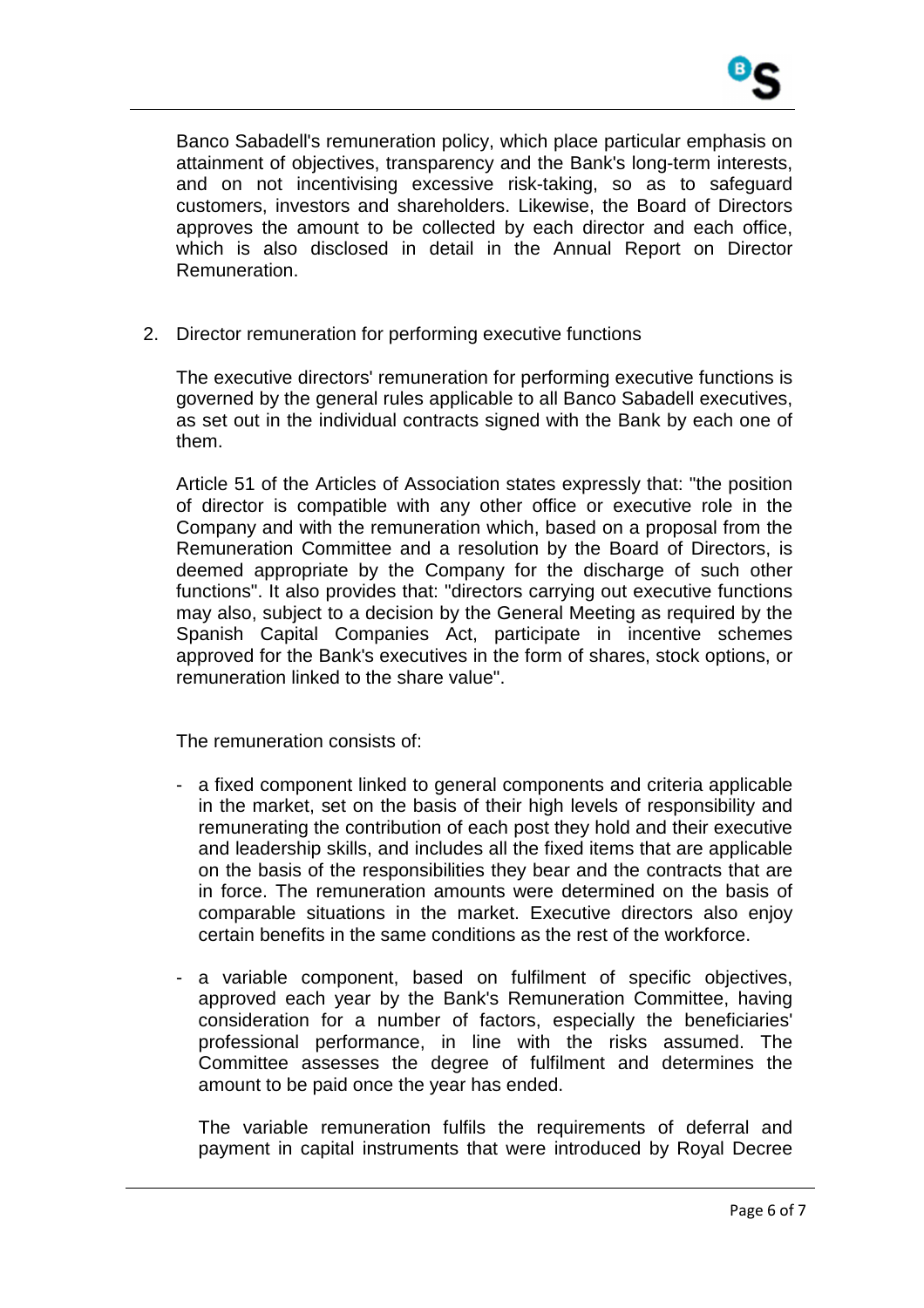Banco Sabadell's remuneration policy, which place particular emphasis on attainment of objectives, transparency and the Bank's long-term interests, and on not incentivising excessive risk-taking, so as to safeguard customers, investors and shareholders. Likewise, the Board of Directors approves the amount to be collected by each director and each office, which is also disclosed in detail in the Annual Report on Director Remuneration.

2. Director remuneration for performing executive functions

   The executive directors' remuneration for performing executive functions is governed by the general rules applicable to all Banco Sabadell executives, as set out in the individual contracts signed with the Bank by each one of them.

   Article 51 of the Articles of Association states expressly that: "the position of director is compatible with any other office or executive role in the Company and with the remuneration which, based on a proposal from the Remuneration Committee and a resolution by the Board of Directors, is deemed appropriate by the Company for the discharge of such other functions". It also provides that: "directors carrying out executive functions may also, subject to a decision by the General Meeting as required by the Spanish Capital Companies Act, participate in incentive schemes approved for the Bank's executives in the form of shares, stock options, or remuneration linked to the share value".

   The remuneration consists of:

   - a fixed component linked to general components and criteria applicable in the market, set on the basis of their high levels of responsibility and remunerating the contribution of each post they hold and their executive and leadership skills, and includes all the fixed items that are applicable on the basis of the responsibilities they bear and the contracts that are in force. The remuneration amounts were determined on the basis of comparable situations in the market. Executive directors also enjoy certain benefits in the same conditions as the rest of the workforce.

   - a variable component, based on fulfilment of specific objectives, approved each year by the Bank's Remuneration Committee, having consideration for a number of factors, especially the beneficiaries' professional performance, in line with the risks assumed. The Committee assesses the degree of fulfilment and determines the amount to be paid once the year has ended.

     The variable remuneration fulfils the requirements of deferral and payment in capital instruments that were introduced by Royal Decree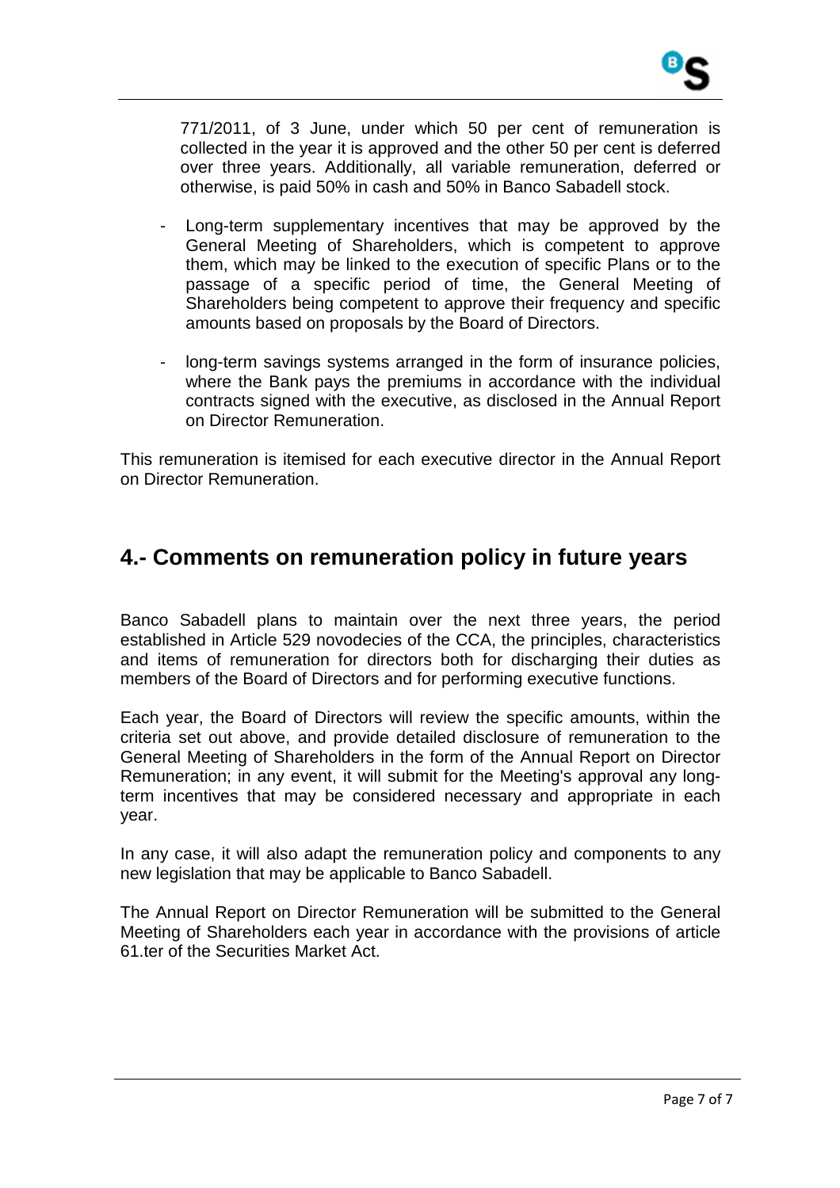771/2011, of 3 June, under which 50 per cent of remuneration is collected in the year it is approved and the other 50 per cent is deferred over three years. Additionally, all variable remuneration, deferred or otherwise, is paid 50% in cash and 50% in Banco Sabadell stock.

- Long-term supplementary incentives that may be approved by the General Meeting of Shareholders, which is competent to approve them, which may be linked to the execution of specific Plans or to the passage of a specific period of time, the General Meeting of Shareholders being competent to approve their frequency and specific amounts based on proposals by the Board of Directors.

- long-term savings systems arranged in the form of insurance policies, where the Bank pays the premiums in accordance with the individual contracts signed with the executive, as disclosed in the Annual Report on Director Remuneration.

This remuneration is itemised for each executive director in the Annual Report on Director Remuneration.

## 4.- Comments on remuneration policy in future years

Banco Sabadell plans to maintain over the next three years, the period established in Article 529 novodecies of the CCA, the principles, characteristics and items of remuneration for directors both for discharging their duties as members of the Board of Directors and for performing executive functions.

Each year, the Board of Directors will review the specific amounts, within the criteria set out above, and provide detailed disclosure of remuneration to the General Meeting of Shareholders in the form of the Annual Report on Director Remuneration; in any event, it will submit for the Meeting's approval any long-term incentives that may be considered necessary and appropriate in each year.

In any case, it will also adapt the remuneration policy and components to any new legislation that may be applicable to Banco Sabadell.

The Annual Report on Director Remuneration will be submitted to the General Meeting of Shareholders each year in accordance with the provisions of article 61.ter of the Securities Market Act.